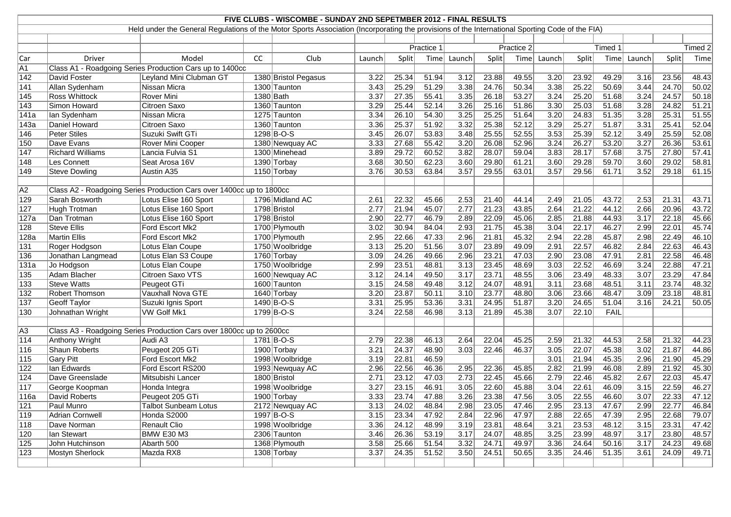# FIVE CLUBS - WISCOMBE - SUNDAY 2ND SEPETMBER 2012 - FINAL RESULTS

Held under the General Regulations of the Motor Sports Association (Incorporating the provisions of the International Sporting Code of the FIA)

| | | | | | Practice 1 | | | Practice 2 | | | Timed 1 | | | Timed 2 | | |
|---|---|---|---|---|---|---|---|---|---|---|---|---|---|---|---|---|
| Car | Driver | Model | CC | Club | Launch | Split | Time | Launch | Split | Time | Launch | Split | Time | Launch | Split | Time |
| A1 | Class A1 - Roadgoing Series Production Cars up to 1400cc | | | | | | | | | | | | | | | |
| 142 | David Foster | Leyland Mini Clubman GT | 1380 | Bristol Pegasus | 3.22 | 25.34 | 51.94 | 3.12 | 23.88 | 49.55 | 3.20 | 23.92 | 49.29 | 3.16 | 23.56 | 48.43 |
| 141 | Allan Sydenham | Nissan Micra | 1300 | Taunton | 3.43 | 25.29 | 51.29 | 3.38 | 24.76 | 50.34 | 3.38 | 25.22 | 50.69 | 3.44 | 24.70 | 50.02 |
| 145 | Ross Whittock | Rover Mini | 1380 | Bath | 3.37 | 27.35 | 55.41 | 3.35 | 26.18 | 53.27 | 3.24 | 25.20 | 51.68 | 3.24 | 24.57 | 50.18 |
| 143 | Simon Howard | Citroen Saxo | 1360 | Taunton | 3.29 | 25.44 | 52.14 | 3.26 | 25.16 | 51.86 | 3.30 | 25.03 | 51.68 | 3.28 | 24.82 | 51.21 |
| 141a | Ian Sydenham | Nissan Micra | 1275 | Taunton | 3.34 | 26.10 | 54.30 | 3.25 | 25.25 | 51.64 | 3.20 | 24.83 | 51.35 | 3.28 | 25.31 | 51.55 |
| 143a | Daniel Howard | Citroen Saxo | 1360 | Taunton | 3.36 | 25.37 | 51.92 | 3.32 | 25.38 | 52.12 | 3.29 | 25.27 | 51.87 | 3.31 | 25.41 | 52.04 |
| 146 | Peter Stiles | Suzuki Swift GTi | 1298 | B-O-S | 3.45 | 26.07 | 53.83 | 3.48 | 25.55 | 52.55 | 3.53 | 25.39 | 52.12 | 3.49 | 25.59 | 52.08 |
| 150 | Dave Evans | Rover Mini Cooper | 1380 | Newquay AC | 3.33 | 27.68 | 55.42 | 3.20 | 26.08 | 52.96 | 3.24 | 26.27 | 53.20 | 3.27 | 26.36 | 53.61 |
| 147 | Richard Williams | Lancia Fulvia S1 | 1300 | Minehead | 3.89 | 29.72 | 60.52 | 3.82 | 28.07 | 59.04 | 3.83 | 28.17 | 57.68 | 3.75 | 27.80 | 57.41 |
| 148 | Les Connett | Seat Arosa 16V | 1390 | Torbay | 3.68 | 30.50 | 62.23 | 3.60 | 29.80 | 61.21 | 3.60 | 29.28 | 59.70 | 3.60 | 29.02 | 58.81 |
| 149 | Steve Dowling | Austin A35 | 1150 | Torbay | 3.76 | 30.53 | 63.84 | 3.57 | 29.55 | 63.01 | 3.57 | 29.56 | 61.71 | 3.52 | 29.18 | 61.15 |
| | | | | | | | | | | | | | | | | |
| A2 | Class A2 - Roadgoing Series Production Cars over 1400cc up to 1800cc | | | | | | | | | | | | | | | |
| 129 | Sarah Bosworth | Lotus Elise 160 Sport | 1796 | Midland AC | 2.61 | 22.32 | 45.66 | 2.53 | 21.40 | 44.14 | 2.49 | 21.05 | 43.72 | 2.53 | 21.31 | 43.71 |
| 127 | Hugh Trotman | Lotus Elise 160 Sport | 1798 | Bristol | 2.77 | 21.94 | 45.07 | 2.77 | 21.23 | 43.85 | 2.64 | 21.22 | 44.12 | 2.66 | 20.96 | 43.72 |
| 127a | Dan Trotman | Lotus Elise 160 Sport | 1798 | Bristol | 2.90 | 22.77 | 46.79 | 2.89 | 22.09 | 45.06 | 2.85 | 21.88 | 44.93 | 3.17 | 22.18 | 45.66 |
| 128 | Steve Ellis | Ford Escort Mk2 | 1700 | Plymouth | 3.02 | 30.94 | 84.04 | 2.93 | 21.75 | 45.38 | 3.04 | 22.17 | 46.27 | 2.99 | 22.01 | 45.74 |
| 128a | Martin Ellis | Ford Escort Mk2 | 1700 | Plymouth | 2.95 | 22.66 | 47.33 | 2.96 | 21.81 | 45.32 | 2.94 | 22.28 | 45.87 | 2.98 | 22.49 | 46.10 |
| 131 | Roger Hodgson | Lotus Elan Coupe | 1750 | Woolbridge | 3.13 | 25.20 | 51.56 | 3.07 | 23.89 | 49.09 | 2.91 | 22.57 | 46.82 | 2.84 | 22.63 | 46.43 |
| 136 | Jonathan Langmead | Lotus Elan S3 Coupe | 1760 | Torbay | 3.09 | 24.26 | 49.66 | 2.96 | 23.21 | 47.03 | 2.90 | 23.08 | 47.91 | 2.81 | 22.58 | 46.48 |
| 131a | Jo Hodgson | Lotus Elan Coupe | 1750 | Woolbridge | 2.99 | 23.51 | 48.81 | 3.13 | 23.45 | 48.69 | 3.03 | 22.52 | 46.69 | 3.24 | 22.88 | 47.21 |
| 135 | Adam Blacher | Citroen Saxo VTS | 1600 | Newquay AC | 3.12 | 24.14 | 49.50 | 3.17 | 23.71 | 48.55 | 3.06 | 23.49 | 48.33 | 3.07 | 23.29 | 47.84 |
| 133 | Steve Watts | Peugeot GTi | 1600 | Taunton | 3.15 | 24.58 | 49.48 | 3.12 | 24.07 | 48.91 | 3.11 | 23.68 | 48.51 | 3.11 | 23.74 | 48.32 |
| 132 | Robert Thomson | Vauxhall Nova GTE | 1640 | Torbay | 3.20 | 23.87 | 50.11 | 3.10 | 23.77 | 48.80 | 3.06 | 23.66 | 48.47 | 3.09 | 23.18 | 48.81 |
| 137 | Geoff Taylor | Suzuki Ignis Sport | 1490 | B-O-S | 3.31 | 25.95 | 53.36 | 3.31 | 24.95 | 51.87 | 3.20 | 24.65 | 51.04 | 3.16 | 24.21 | 50.05 |
| 130 | Johnathan Wright | VW Golf Mk1 | 1799 | B-O-S | 3.24 | 22.58 | 46.98 | 3.13 | 21.89 | 45.38 | 3.07 | 22.10 | FAIL | | | |
| | | | | | | | | | | | | | | | | |
| A3 | Class A3 - Roadgoing Series Production Cars over 1800cc up to 2600cc | | | | | | | | | | | | | | | |
| 114 | Anthony Wright | Audi A3 | 1781 | B-O-S | 2.79 | 22.38 | 46.13 | 2.64 | 22.04 | 45.25 | 2.59 | 21.32 | 44.53 | 2.58 | 21.32 | 44.23 |
| 116 | Shaun Roberts | Peugeot 205 GTi | 1900 | Torbay | 3.21 | 24.37 | 48.90 | 3.03 | 22.46 | 46.37 | 3.05 | 22.07 | 45.38 | 3.02 | 21.87 | 44.86 |
| 115 | Gary Pitt | Ford Escort Mk2 | 1998 | Woolbridge | 3.19 | 22.81 | 46.59 | | | | 3.01 | 21.94 | 45.35 | 2.96 | 21.90 | 45.29 |
| 122 | Ian Edwards | Ford Escort RS200 | 1993 | Newquay AC | 2.96 | 22.56 | 46.36 | 2.95 | 22.36 | 45.85 | 2.82 | 21.99 | 46.08 | 2.89 | 21.92 | 45.30 |
| 124 | Dave Greenslade | Mitsubishi Lancer | 1800 | Bristol | 2.71 | 23.12 | 47.03 | 2.73 | 22.45 | 45.66 | 2.79 | 22.46 | 45.82 | 2.67 | 22.03 | 45.47 |
| 117 | George Koopman | Honda Integra | 1998 | Woolbridge | 3.27 | 23.15 | 46.91 | 3.05 | 22.60 | 45.88 | 3.04 | 22.61 | 46.09 | 3.15 | 22.59 | 46.27 |
| 116a | David Roberts | Peugeot 205 GTi | 1900 | Torbay | 3.33 | 23.74 | 47.88 | 3.26 | 23.38 | 47.56 | 3.05 | 22.55 | 46.60 | 3.07 | 22.33 | 47.12 |
| 121 | Paul Munro | Talbot Sunbeam Lotus | 2172 | Newquay AC | 3.13 | 24.02 | 48.84 | 2.98 | 23.05 | 47.46 | 2.95 | 23.13 | 47.67 | 2.99 | 22.77 | 46.84 |
| 119 | Adrian Cornwell | Honda S2000 | 1997 | B-O-S | 3.15 | 23.34 | 47.92 | 2.84 | 22.96 | 47.97 | 2.88 | 22.65 | 47.39 | 2.95 | 22.68 | 79.07 |
| 118 | Dave Norman | Renault Clio | 1998 | Woolbridge | 3.36 | 24.12 | 48.99 | 3.19 | 23.81 | 48.64 | 3.21 | 23.53 | 48.12 | 3.15 | 23.31 | 47.42 |
| 120 | Ian Stewart | BMW E30 M3 | 2306 | Taunton | 3.46 | 26.36 | 53.19 | 3.17 | 24.07 | 48.85 | 3.25 | 23.99 | 48.97 | 3.17 | 23.80 | 48.57 |
| 125 | John Hutchinson | Abarth 500 | 1368 | Plymouth | 3.58 | 25.66 | 51.54 | 3.32 | 24.71 | 49.97 | 3.36 | 24.64 | 50.16 | 3.17 | 24.23 | 49.68 |
| 123 | Mostyn Sherlock | Mazda RX8 | 1308 | Torbay | 3.37 | 24.35 | 51.52 | 3.50 | 24.51 | 50.65 | 3.35 | 24.46 | 51.35 | 3.61 | 24.09 | 49.71 |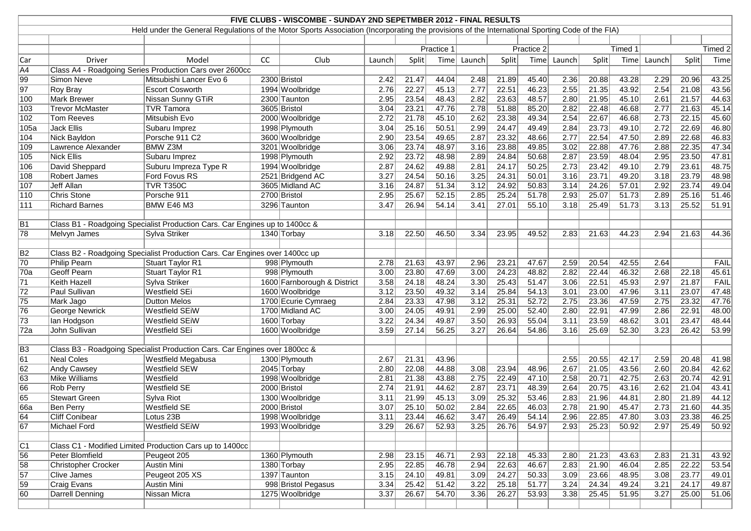# FIVE CLUBS - WISCOMBE - SUNDAY 2ND SEPETMBER 2012 - FINAL RESULTS

Held under the General Regulations of the Motor Sports Association (Incorporating the provisions of the International Sporting Code of the FIA)

| | | | | | Practice 1 | | | Practice 2 | | | Timed 1 | | | Timed 2 | | |
|---|---|---|---|---|---|---|---|---|---|---|---|---|---|---|---|---|
| Car | Driver | Model | CC | Club | Launch | Split | Time | Launch | Split | Time | Launch | Split | Time | Launch | Split | Time |
| A4 | Class A4 - Roadgoing Series Production Cars over 2600cc | | | | | | | | | | | | | | | |
| 99 | Simon Neve | Mitsubishi Lancer Evo 6 | 2300 | Bristol | 2.42 | 21.47 | 44.04 | 2.48 | 21.89 | 45.40 | 2.36 | 20.88 | 43.28 | 2.29 | 20.96 | 43.25 |
| 97 | Roy Bray | Escort Cosworth | 1994 | Woolbridge | 2.76 | 22.27 | 45.13 | 2.77 | 22.51 | 46.23 | 2.55 | 21.35 | 43.92 | 2.54 | 21.08 | 43.56 |
| 100 | Mark Brewer | Nissan Sunny GTiR | 2300 | Taunton | 2.95 | 23.54 | 48.43 | 2.82 | 23.63 | 48.57 | 2.80 | 21.95 | 45.10 | 2.61 | 21.57 | 44.63 |
| 103 | Trevor McMaster | TVR Tamora | 3605 | Bristol | 3.04 | 23.21 | 47.76 | 2.78 | 51.88 | 85.20 | 2.82 | 22.48 | 46.68 | 2.77 | 21.63 | 45.14 |
| 102 | Tom Reeves | Mitsubish Evo | 2000 | Woolbridge | 2.72 | 21.78 | 45.10 | 2.62 | 23.38 | 49.34 | 2.54 | 22.67 | 46.68 | 2.73 | 22.15 | 45.60 |
| 105a | Jack Ellis | Subaru Imprez | 1998 | Plymouth | 3.04 | 25.16 | 50.51 | 2.99 | 24.47 | 49.49 | 2.84 | 23.73 | 49.10 | 2.72 | 22.69 | 46.80 |
| 104 | Nick Bayldon | Porsche 911 C2 | 3600 | Woolbridge | 2.90 | 23.54 | 49.65 | 2.87 | 23.32 | 48.66 | 2.77 | 22.54 | 47.50 | 2.89 | 22.68 | 46.83 |
| 109 | Lawrence Alexander | BMW Z3M | 3201 | Woolbridge | 3.06 | 23.74 | 48.97 | 3.16 | 23.88 | 49.85 | 3.02 | 22.88 | 47.76 | 2.88 | 22.35 | 47.34 |
| 105 | Nick Ellis | Subaru Imprez | 1998 | Plymouth | 2.92 | 23.72 | 48.98 | 2.89 | 24.84 | 50.68 | 2.87 | 23.59 | 48.04 | 2.95 | 23.50 | 47.81 |
| 106 | David Sheppard | Suburu Impreza Type R | 1994 | Woolbridge | 2.87 | 24.62 | 49.88 | 2.81 | 24.17 | 50.25 | 2.73 | 23.42 | 49.10 | 2.79 | 23.61 | 48.75 |
| 108 | Robert James | Ford Fovus RS | 2521 | Bridgend AC | 3.27 | 24.54 | 50.16 | 3.25 | 24.31 | 50.01 | 3.16 | 23.71 | 49.20 | 3.18 | 23.79 | 48.98 |
| 107 | Jeff Allan | TVR T350C | 3605 | Midland AC | 3.16 | 24.87 | 51.34 | 3.12 | 24.92 | 50.83 | 3.14 | 24.26 | 57.01 | 2.92 | 23.74 | 49.04 |
| 110 | Chris Stone | Porsche 911 | 2700 | Bristol | 2.95 | 25.67 | 52.15 | 2.85 | 25.24 | 51.78 | 2.93 | 25.07 | 51.73 | 2.89 | 25.16 | 51.46 |
| 111 | Richard Barnes | BMW E46 M3 | 3296 | Taunton | 3.47 | 26.94 | 54.14 | 3.41 | 27.01 | 55.10 | 3.18 | 25.49 | 51.73 | 3.13 | 25.52 | 51.91 |
| | | | | | | | | | | | | | | | | |
| B1 | Class B1 - Roadgoing Specialist Production Cars. Car Engines up to 1400cc & | | | | | | | | | | | | | | | |
| 78 | Melvyn James | Sylva Striker | 1340 | Torbay | 3.18 | 22.50 | 46.50 | 3.34 | 23.95 | 49.52 | 2.83 | 21.63 | 44.23 | 2.94 | 21.63 | 44.36 |
| | | | | | | | | | | | | | | | | |
| B2 | Class B2 - Roadgoing Specialist Production Cars. Car Engines over 1400cc up | | | | | | | | | | | | | | | |
| 70 | Philip Pearn | Stuart Taylor R1 | 998 | Plymouth | 2.78 | 21.63 | 43.97 | 2.96 | 23.21 | 47.67 | 2.59 | 20.54 | 42.55 | 2.64 | | FAIL |
| 70a | Geoff Pearn | Stuart Taylor R1 | 998 | Plymouth | 3.00 | 23.80 | 47.69 | 3.00 | 24.23 | 48.82 | 2.82 | 22.44 | 46.32 | 2.68 | 22.18 | 45.61 |
| 71 | Keith Hazell | Sylva Striker | 1600 | Farnborough & District | 3.58 | 24.18 | 48.24 | 3.30 | 25.43 | 51.47 | 3.06 | 22.51 | 45.93 | 2.97 | 21.87 | FAIL |
| 72 | Paul Sullivan | Westfield SEi | 1600 | Woolbridge | 3.12 | 23.50 | 49.32 | 3.14 | 25.84 | 54.13 | 3.01 | 23.00 | 47.96 | 3.11 | 23.07 | 47.48 |
| 75 | Mark Jago | Dutton Melos | 1700 | Ecurie Cymraeg | 2.84 | 23.33 | 47.98 | 3.12 | 25.31 | 52.72 | 2.75 | 23.36 | 47.59 | 2.75 | 23.32 | 47.76 |
| 76 | George Newrick | Westfield SEiW | 1700 | Midland AC | 3.00 | 24.05 | 49.91 | 2.99 | 25.00 | 52.40 | 2.80 | 22.91 | 47.99 | 2.86 | 22.91 | 48.00 |
| 73 | Ian Hodgson | Westfield SEiW | 1600 | Torbay | 3.22 | 24.34 | 49.87 | 3.50 | 26.93 | 55.04 | 3.11 | 23.59 | 48.62 | 3.01 | 23.47 | 48.44 |
| 72a | John Sullivan | Westfield SEi | 1600 | Woolbridge | 3.59 | 27.14 | 56.25 | 3.27 | 26.64 | 54.86 | 3.16 | 25.69 | 52.30 | 3.23 | 26.42 | 53.99 |
| | | | | | | | | | | | | | | | | |
| B3 | Class B3 - Roadgoing Specialist Production Cars. Car Engines over 1800cc & | | | | | | | | | | | | | | | |
| 61 | Neal Coles | Westfield Megabusa | 1300 | Plymouth | 2.67 | 21.31 | 43.96 | | | | 2.55 | 20.55 | 42.17 | 2.59 | 20.48 | 41.98 |
| 62 | Andy Cawsey | Westfield SEW | 2045 | Torbay | 2.80 | 22.08 | 44.88 | 3.08 | 23.94 | 48.96 | 2.67 | 21.05 | 43.56 | 2.60 | 20.84 | 42.62 |
| 63 | Mike Williams | Westfield | 1998 | Woolbridge | 2.81 | 21.38 | 43.88 | 2.75 | 22.49 | 47.10 | 2.58 | 20.71 | 42.75 | 2.63 | 20.74 | 42.91 |
| 66 | Rob Perry | Westfield SE | 2000 | Bristol | 2.74 | 21.91 | 44.62 | 2.87 | 23.71 | 48.39 | 2.64 | 20.75 | 43.16 | 2.62 | 21.04 | 43.41 |
| 65 | Stewart Green | Sylva Riot | 1300 | Woolbridge | 3.11 | 21.99 | 45.13 | 3.09 | 25.32 | 53.46 | 2.83 | 21.96 | 44.81 | 2.80 | 21.89 | 44.12 |
| 66a | Ben Perry | Westfield SE | 2000 | Bristol | 3.07 | 25.10 | 50.02 | 2.84 | 22.65 | 46.03 | 2.78 | 21.90 | 45.47 | 2.73 | 21.60 | 44.35 |
| 64 | Cliff Conibear | Lotus 23B | 1998 | Woolbridge | 3.11 | 23.44 | 46.62 | 3.47 | 26.49 | 54.14 | 2.96 | 22.85 | 47.80 | 3.03 | 23.38 | 46.25 |
| 67 | Michael Ford | Westfield SEiW | 1993 | Woolbridge | 3.29 | 26.67 | 52.93 | 3.25 | 26.76 | 54.97 | 2.93 | 25.23 | 50.92 | 2.97 | 25.49 | 50.92 |
| | | | | | | | | | | | | | | | | |
| C1 | Class C1 - Modified Limited Production Cars up to 1400cc | | | | | | | | | | | | | | | |
| 56 | Peter Blomfield | Peugeot 205 | 1360 | Plymouth | 2.98 | 23.15 | 46.71 | 2.93 | 22.18 | 45.33 | 2.80 | 21.23 | 43.63 | 2.83 | 21.31 | 43.92 |
| 58 | Christopher Crocker | Austin Mini | 1380 | Torbay | 2.95 | 22.85 | 46.78 | 2.94 | 22.63 | 46.67 | 2.83 | 21.90 | 46.04 | 2.85 | 22.22 | 53.54 |
| 57 | Clive James | Peugeot 205 XS | 1397 | Taunton | 3.15 | 24.10 | 49.81 | 3.09 | 24.27 | 50.33 | 3.09 | 23.66 | 48.95 | 3.08 | 23.77 | 49.01 |
| 59 | Craig Evans | Austin Mini | 998 | Bristol Pegasus | 3.34 | 25.42 | 51.42 | 3.22 | 25.18 | 51.77 | 3.24 | 24.34 | 49.24 | 3.21 | 24.17 | 49.87 |
| 60 | Darrell Denning | Nissan Micra | 1275 | Woolbridge | 3.37 | 26.67 | 54.70 | 3.36 | 26.27 | 53.93 | 3.38 | 25.45 | 51.95 | 3.27 | 25.00 | 51.06 |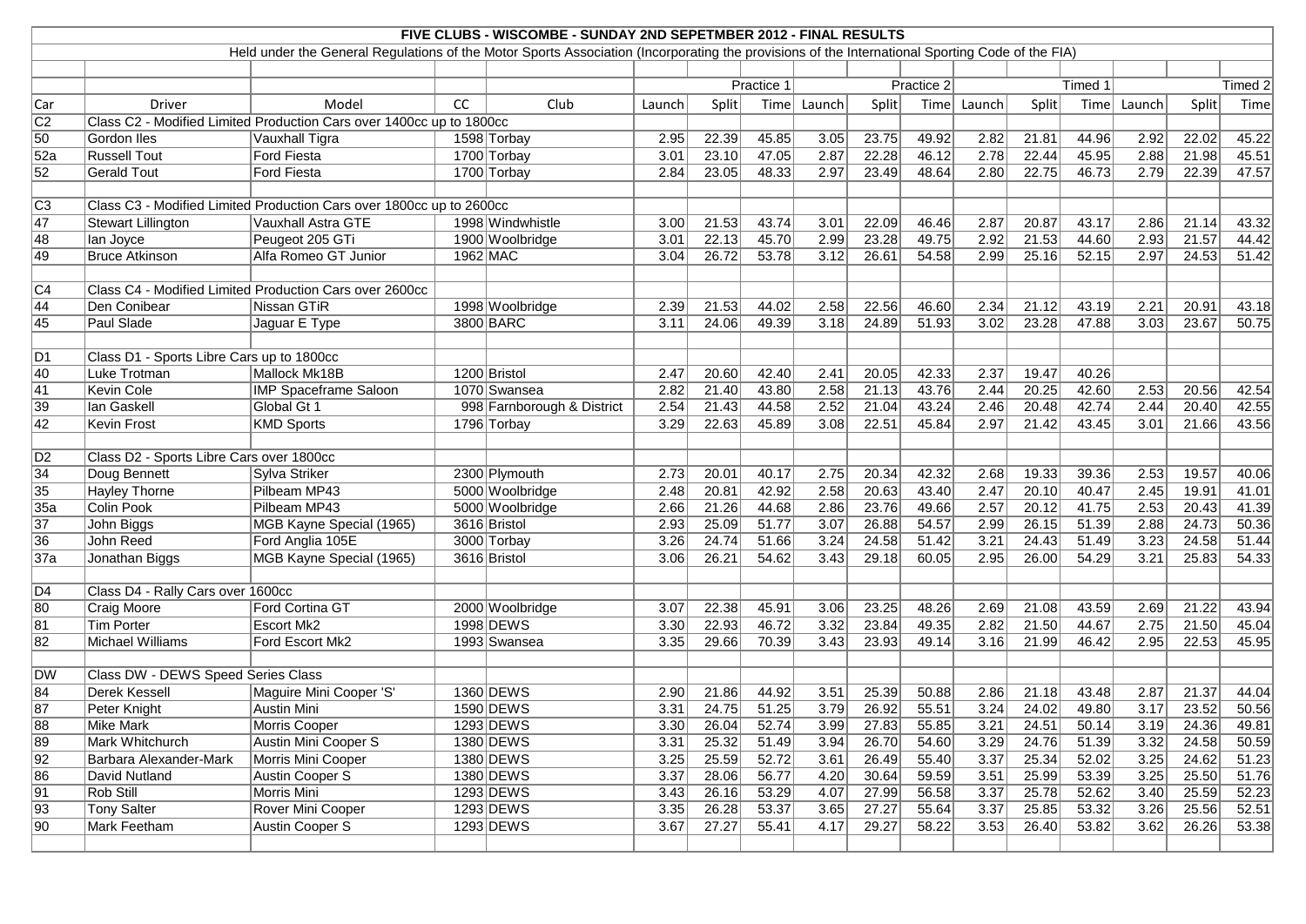# FIVE CLUBS - WISCOMBE - SUNDAY 2ND SEPETMBER 2012 - FINAL RESULTS

Held under the General Regulations of the Motor Sports Association (Incorporating the provisions of the International Sporting Code of the FIA)

| | | | | | Practice 1 | | | Practice 2 | | | Timed 1 | | | Timed 2 | | |
|---|---|---|---|---|---|---|---|---|---|---|---|---|---|---|---|---|
| Car | Driver | Model | CC | Club | Launch | Split | Time | Launch | Split | Time | Launch | Split | Time | Launch | Split | Time |
| C2 | Class C2 - Modified Limited Production Cars over 1400cc up to 1800cc | | | | | | | | | | | | | | | |
| 50 | Gordon Iles | Vauxhall Tigra | 1598 | Torbay | 2.95 | 22.39 | 45.85 | 3.05 | 23.75 | 49.92 | 2.82 | 21.81 | 44.96 | 2.92 | 22.02 | 45.22 |
| 52a | Russell Tout | Ford Fiesta | 1700 | Torbay | 3.01 | 23.10 | 47.05 | 2.87 | 22.28 | 46.12 | 2.78 | 22.44 | 45.95 | 2.88 | 21.98 | 45.51 |
| 52 | Gerald Tout | Ford Fiesta | 1700 | Torbay | 2.84 | 23.05 | 48.33 | 2.97 | 23.49 | 48.64 | 2.80 | 22.75 | 46.73 | 2.79 | 22.39 | 47.57 |
| C3 | Class C3 - Modified Limited Production Cars over 1800cc up to 2600cc | | | | | | | | | | | | | | | |
| 47 | Stewart Lillington | Vauxhall Astra GTE | 1998 | Windwhistle | 3.00 | 21.53 | 43.74 | 3.01 | 22.09 | 46.46 | 2.87 | 20.87 | 43.17 | 2.86 | 21.14 | 43.32 |
| 48 | Ian Joyce | Peugeot 205 GTi | 1900 | Woolbridge | 3.01 | 22.13 | 45.70 | 2.99 | 23.28 | 49.75 | 2.92 | 21.53 | 44.60 | 2.93 | 21.57 | 44.42 |
| 49 | Bruce Atkinson | Alfa Romeo GT Junior | 1962 | MAC | 3.04 | 26.72 | 53.78 | 3.12 | 26.61 | 54.58 | 2.99 | 25.16 | 52.15 | 2.97 | 24.53 | 51.42 |
| C4 | Class C4 - Modified Limited Production Cars over 2600cc | | | | | | | | | | | | | | | |
| 44 | Den Conibear | Nissan GTiR | 1998 | Woolbridge | 2.39 | 21.53 | 44.02 | 2.58 | 22.56 | 46.60 | 2.34 | 21.12 | 43.19 | 2.21 | 20.91 | 43.18 |
| 45 | Paul Slade | Jaguar E Type | 3800 | BARC | 3.11 | 24.06 | 49.39 | 3.18 | 24.89 | 51.93 | 3.02 | 23.28 | 47.88 | 3.03 | 23.67 | 50.75 |
| D1 | Class D1 - Sports Libre Cars up to 1800cc | | | | | | | | | | | | | | | |
| 40 | Luke Trotman | Mallock Mk18B | 1200 | Bristol | 2.47 | 20.60 | 42.40 | 2.41 | 20.05 | 42.33 | 2.37 | 19.47 | 40.26 | | | |
| 41 | Kevin Cole | IMP Spaceframe Saloon | 1070 | Swansea | 2.82 | 21.40 | 43.80 | 2.58 | 21.13 | 43.76 | 2.44 | 20.25 | 42.60 | 2.53 | 20.56 | 42.54 |
| 39 | Ian Gaskell | Global Gt 1 | 998 | Farnborough & District | 2.54 | 21.43 | 44.58 | 2.52 | 21.04 | 43.24 | 2.46 | 20.48 | 42.74 | 2.44 | 20.40 | 42.55 |
| 42 | Kevin Frost | KMD Sports | 1796 | Torbay | 3.29 | 22.63 | 45.89 | 3.08 | 22.51 | 45.84 | 2.97 | 21.42 | 43.45 | 3.01 | 21.66 | 43.56 |
| D2 | Class D2 - Sports Libre Cars over 1800cc | | | | | | | | | | | | | | | |
| 34 | Doug Bennett | Sylva Striker | 2300 | Plymouth | 2.73 | 20.01 | 40.17 | 2.75 | 20.34 | 42.32 | 2.68 | 19.33 | 39.36 | 2.53 | 19.57 | 40.06 |
| 35 | Hayley Thorne | Pilbeam MP43 | 5000 | Woolbridge | 2.48 | 20.81 | 42.92 | 2.58 | 20.63 | 43.40 | 2.47 | 20.10 | 40.47 | 2.45 | 19.91 | 41.01 |
| 35a | Colin Pook | Pilbeam MP43 | 5000 | Woolbridge | 2.66 | 21.26 | 44.68 | 2.86 | 23.76 | 49.66 | 2.57 | 20.12 | 41.75 | 2.53 | 20.43 | 41.39 |
| 37 | John Biggs | MGB Kayne Special (1965) | 3616 | Bristol | 2.93 | 25.09 | 51.77 | 3.07 | 26.88 | 54.57 | 2.99 | 26.15 | 51.39 | 2.88 | 24.73 | 50.36 |
| 36 | John Reed | Ford Anglia 105E | 3000 | Torbay | 3.26 | 24.74 | 51.66 | 3.24 | 24.58 | 51.42 | 3.21 | 24.43 | 51.49 | 3.23 | 24.58 | 51.44 |
| 37a | Jonathan Biggs | MGB Kayne Special (1965) | 3616 | Bristol | 3.06 | 26.21 | 54.62 | 3.43 | 29.18 | 60.05 | 2.95 | 26.00 | 54.29 | 3.21 | 25.83 | 54.33 |
| D4 | Class D4 - Rally Cars over 1600cc | | | | | | | | | | | | | | | |
| 80 | Craig Moore | Ford Cortina GT | 2000 | Woolbridge | 3.07 | 22.38 | 45.91 | 3.06 | 23.25 | 48.26 | 2.69 | 21.08 | 43.59 | 2.69 | 21.22 | 43.94 |
| 81 | Tim Porter | Escort Mk2 | 1998 | DEWS | 3.30 | 22.93 | 46.72 | 3.32 | 23.84 | 49.35 | 2.82 | 21.50 | 44.67 | 2.75 | 21.50 | 45.04 |
| 82 | Michael Williams | Ford Escort Mk2 | 1993 | Swansea | 3.35 | 29.66 | 70.39 | 3.43 | 23.93 | 49.14 | 3.16 | 21.99 | 46.42 | 2.95 | 22.53 | 45.95 |
| DW | Class DW - DEWS Speed Series Class | | | | | | | | | | | | | | | |
| 84 | Derek Kessell | Maguire Mini Cooper 'S' | 1360 | DEWS | 2.90 | 21.86 | 44.92 | 3.51 | 25.39 | 50.88 | 2.86 | 21.18 | 43.48 | 2.87 | 21.37 | 44.04 |
| 87 | Peter Knight | Austin Mini | 1590 | DEWS | 3.31 | 24.75 | 51.25 | 3.79 | 26.92 | 55.51 | 3.24 | 24.02 | 49.80 | 3.17 | 23.52 | 50.56 |
| 88 | Mike Mark | Morris Cooper | 1293 | DEWS | 3.30 | 26.04 | 52.74 | 3.99 | 27.83 | 55.85 | 3.21 | 24.51 | 50.14 | 3.19 | 24.36 | 49.81 |
| 89 | Mark Whitchurch | Austin Mini Cooper S | 1380 | DEWS | 3.31 | 25.32 | 51.49 | 3.94 | 26.70 | 54.60 | 3.29 | 24.76 | 51.39 | 3.32 | 24.58 | 50.59 |
| 92 | Barbara Alexander-Mark | Morris Mini Cooper | 1380 | DEWS | 3.25 | 25.59 | 52.72 | 3.61 | 26.49 | 55.40 | 3.37 | 25.34 | 52.02 | 3.25 | 24.62 | 51.23 |
| 86 | David Nutland | Austin Cooper S | 1380 | DEWS | 3.37 | 28.06 | 56.77 | 4.20 | 30.64 | 59.59 | 3.51 | 25.99 | 53.39 | 3.25 | 25.50 | 51.76 |
| 91 | Rob Still | Morris Mini | 1293 | DEWS | 3.43 | 26.16 | 53.29 | 4.07 | 27.99 | 56.58 | 3.37 | 25.78 | 52.62 | 3.40 | 25.59 | 52.23 |
| 93 | Tony Salter | Rover Mini Cooper | 1293 | DEWS | 3.35 | 26.28 | 53.37 | 3.65 | 27.27 | 55.64 | 3.37 | 25.85 | 53.32 | 3.26 | 25.56 | 52.51 |
| 90 | Mark Feetham | Austin Cooper S | 1293 | DEWS | 3.67 | 27.27 | 55.41 | 4.17 | 29.27 | 58.22 | 3.53 | 26.40 | 53.82 | 3.62 | 26.26 | 53.38 |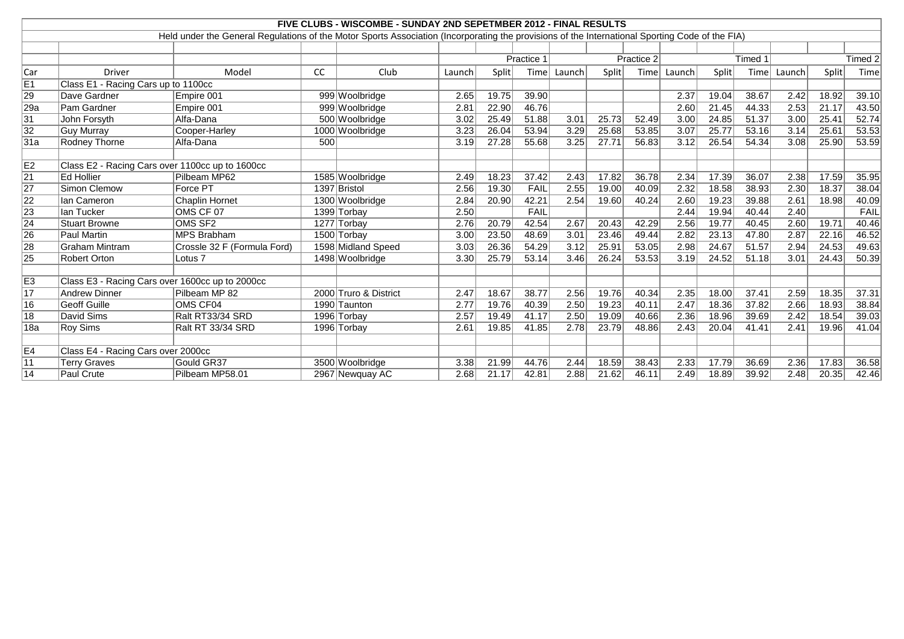# FIVE CLUBS - WISCOMBE - SUNDAY 2ND SEPETMBER 2012 - FINAL RESULTS

Held under the General Regulations of the Motor Sports Association (Incorporating the provisions of the International Sporting Code of the FIA)

| | | | | | Practice 1 | | | Practice 2 | | | Timed 1 | | | Timed 2 | | |
|---|---|---|---|---|---|---|---|---|---|---|---|---|---|---|---|---|
| Car | Driver | Model | CC | Club | Launch | Split | Time | Launch | Split | Time | Launch | Split | Time | Launch | Split | Time |
| E1 | Class E1 - Racing Cars up to 1100cc | | | | | | | | | | | | | | | |
| 29 | Dave Gardner | Empire 001 | 999 | Woolbridge | 2.65 | 19.75 | 39.90 | | | | 2.37 | 19.04 | 38.67 | 2.42 | 18.92 | 39.10 |
| 29a | Pam Gardner | Empire 001 | 999 | Woolbridge | 2.81 | 22.90 | 46.76 | | | | 2.60 | 21.45 | 44.33 | 2.53 | 21.17 | 43.50 |
| 31 | John Forsyth | Alfa-Dana | 500 | Woolbridge | 3.02 | 25.49 | 51.88 | 3.01 | 25.73 | 52.49 | 3.00 | 24.85 | 51.37 | 3.00 | 25.41 | 52.74 |
| 32 | Guy Murray | Cooper-Harley | 1000 | Woolbridge | 3.23 | 26.04 | 53.94 | 3.29 | 25.68 | 53.85 | 3.07 | 25.77 | 53.16 | 3.14 | 25.61 | 53.53 |
| 31a | Rodney Thorne | Alfa-Dana | 500 | | 3.19 | 27.28 | 55.68 | 3.25 | 27.71 | 56.83 | 3.12 | 26.54 | 54.34 | 3.08 | 25.90 | 53.59 |
| E2 | Class E2 - Racing Cars over 1100cc up to 1600cc | | | | | | | | | | | | | | | |
| 21 | Ed Hollier | Pilbeam MP62 | 1585 | Woolbridge | 2.49 | 18.23 | 37.42 | 2.43 | 17.82 | 36.78 | 2.34 | 17.39 | 36.07 | 2.38 | 17.59 | 35.95 |
| 27 | Simon Clemow | Force PT | 1397 | Bristol | 2.56 | 19.30 | FAIL | 2.55 | 19.00 | 40.09 | 2.32 | 18.58 | 38.93 | 2.30 | 18.37 | 38.04 |
| 22 | Ian Cameron | Chaplin Hornet | 1300 | Woolbridge | 2.84 | 20.90 | 42.21 | 2.54 | 19.60 | 40.24 | 2.60 | 19.23 | 39.88 | 2.61 | 18.98 | 40.09 |
| 23 | Ian Tucker | OMS CF 07 | 1399 | Torbay | 2.50 | | FAIL | | | | 2.44 | 19.94 | 40.44 | 2.40 | | FAIL |
| 24 | Stuart Browne | OMS SF2 | 1277 | Torbay | 2.76 | 20.79 | 42.54 | 2.67 | 20.43 | 42.29 | 2.56 | 19.77 | 40.45 | 2.60 | 19.71 | 40.46 |
| 26 | Paul Martin | MPS Brabham | 1500 | Torbay | 3.00 | 23.50 | 48.69 | 3.01 | 23.46 | 49.44 | 2.82 | 23.13 | 47.80 | 2.87 | 22.16 | 46.52 |
| 28 | Graham Mintram | Crossle 32 F (Formula Ford) | 1598 | Midland Speed | 3.03 | 26.36 | 54.29 | 3.12 | 25.91 | 53.05 | 2.98 | 24.67 | 51.57 | 2.94 | 24.53 | 49.63 |
| 25 | Robert Orton | Lotus 7 | 1498 | Woolbridge | 3.30 | 25.79 | 53.14 | 3.46 | 26.24 | 53.53 | 3.19 | 24.52 | 51.18 | 3.01 | 24.43 | 50.39 |
| E3 | Class E3 - Racing Cars over 1600cc up to 2000cc | | | | | | | | | | | | | | | |
| 17 | Andrew Dinner | Pilbeam MP 82 | 2000 | Truro & District | 2.47 | 18.67 | 38.77 | 2.56 | 19.76 | 40.34 | 2.35 | 18.00 | 37.41 | 2.59 | 18.35 | 37.31 |
| 16 | Geoff Guille | OMS CF04 | 1990 | Taunton | 2.77 | 19.76 | 40.39 | 2.50 | 19.23 | 40.11 | 2.47 | 18.36 | 37.82 | 2.66 | 18.93 | 38.84 |
| 18 | David Sims | Ralt RT33/34 SRD | 1996 | Torbay | 2.57 | 19.49 | 41.17 | 2.50 | 19.09 | 40.66 | 2.36 | 18.96 | 39.69 | 2.42 | 18.54 | 39.03 |
| 18a | Roy Sims | Ralt RT 33/34 SRD | 1996 | Torbay | 2.61 | 19.85 | 41.85 | 2.78 | 23.79 | 48.86 | 2.43 | 20.04 | 41.41 | 2.41 | 19.96 | 41.04 |
| E4 | Class E4 - Racing Cars over 2000cc | | | | | | | | | | | | | | | |
| 11 | Terry Graves | Gould GR37 | 3500 | Woolbridge | 3.38 | 21.99 | 44.76 | 2.44 | 18.59 | 38.43 | 2.33 | 17.79 | 36.69 | 2.36 | 17.83 | 36.58 |
| 14 | Paul Crute | Pilbeam MP58.01 | 2967 | Newquay AC | 2.68 | 21.17 | 42.81 | 2.88 | 21.62 | 46.11 | 2.49 | 18.89 | 39.92 | 2.48 | 20.35 | 42.46 |